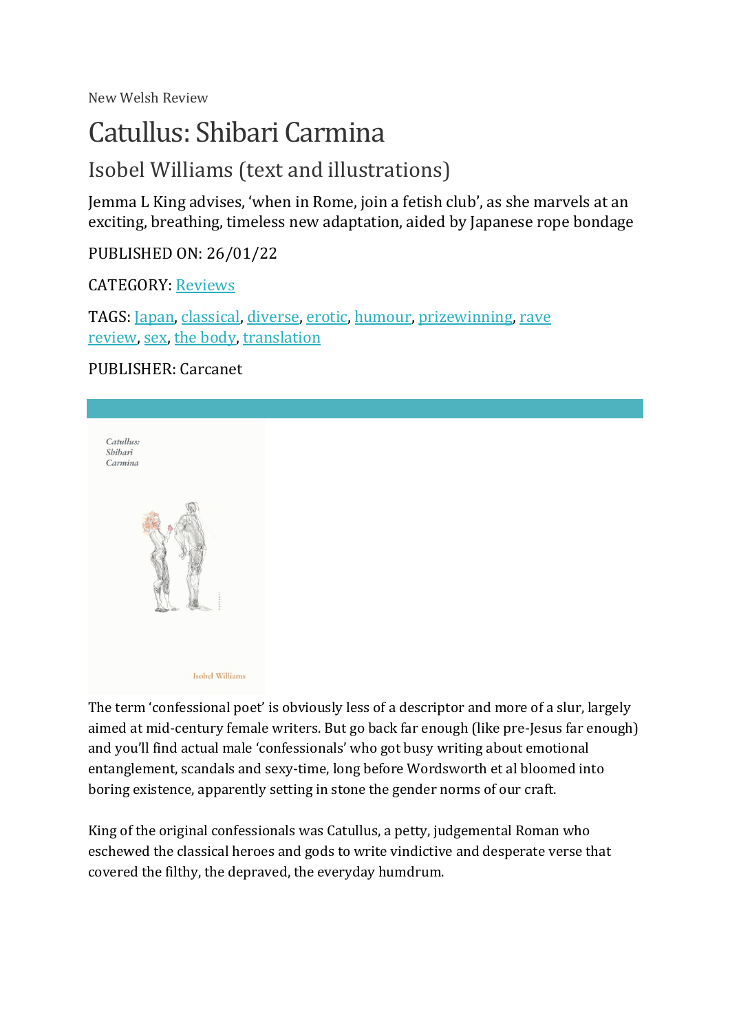New Welsh Review

# Catullus: Shibari Carmina

## Isobel Williams (text and illustrations)

Jemma L King advises, 'when in Rome, join a fetish club', as she marvels at an exciting, breathing, timeless new adaptation, aided by Japanese rope bondage

PUBLISHED ON: 26/01/22

CATEGORY: Reviews

TAGS: Japan, classical, diverse, erotic, humour, prizewinning, rave review, sex, the body, translation

PUBLISHER: Carcanet

The term 'confessional poet' is obviously less of a descriptor and more of a slur, largely aimed at mid-century female writers. But go back far enough (like pre-Jesus far enough) and you'll find actual male 'confessionals' who got busy writing about emotional entanglement, scandals and sexy-time, long before Wordsworth et al bloomed into boring existence, apparently setting in stone the gender norms of our craft.

King of the original confessionals was Catullus, a petty, judgemental Roman who eschewed the classical heroes and gods to write vindictive and desperate verse that covered the filthy, the depraved, the everyday humdrum.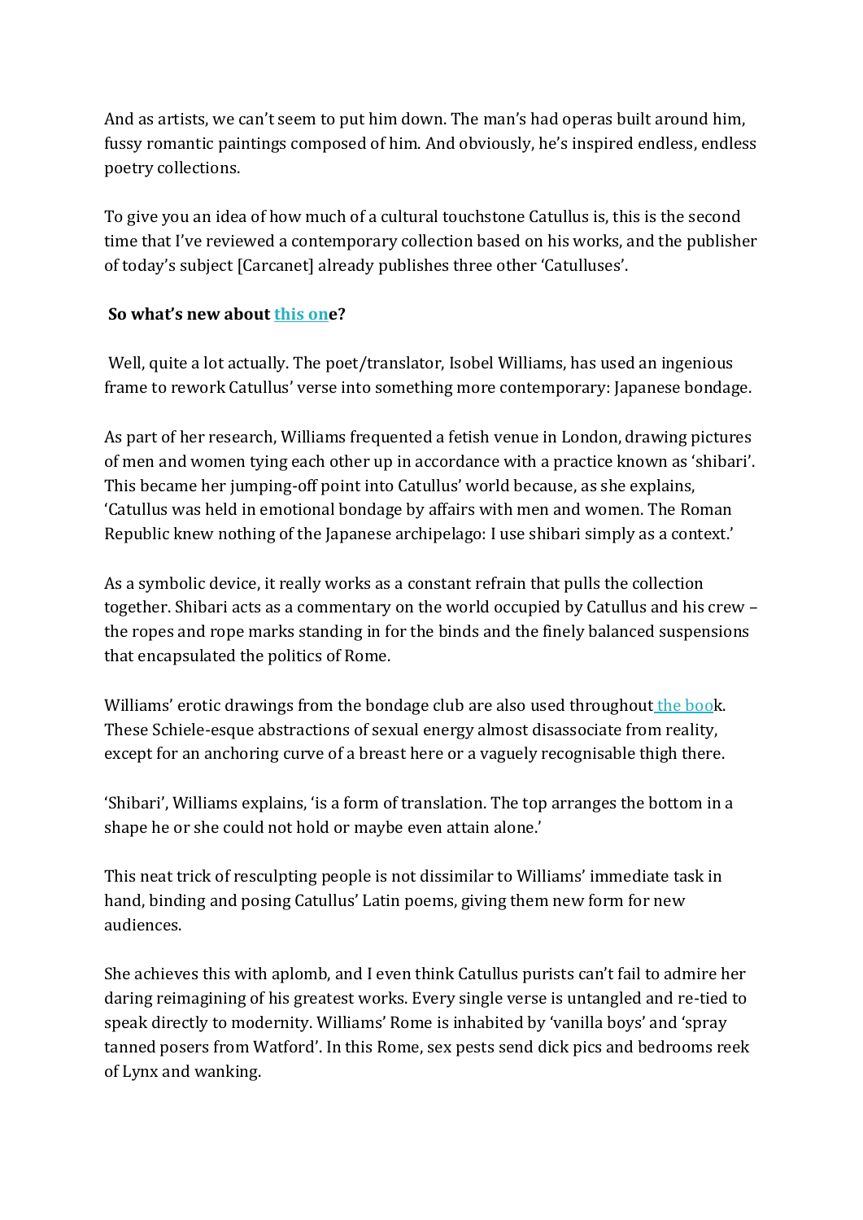And as artists, we can't seem to put him down. The man's had operas built around him, fussy romantic paintings composed of him. And obviously, he's inspired endless, endless poetry collections.

To give you an idea of how much of a cultural touchstone Catullus is, this is the second time that I've reviewed a contemporary collection based on his works, and the publisher of today's subject [Carcanet] already publishes three other 'Catulluses'.

**So what's new about this one?**

Well, quite a lot actually. The poet/translator, Isobel Williams, has used an ingenious frame to rework Catullus' verse into something more contemporary: Japanese bondage.

As part of her research, Williams frequented a fetish venue in London, drawing pictures of men and women tying each other up in accordance with a practice known as 'shibari'. This became her jumping-off point into Catullus' world because, as she explains, 'Catullus was held in emotional bondage by affairs with men and women. The Roman Republic knew nothing of the Japanese archipelago: I use shibari simply as a context.'

As a symbolic device, it really works as a constant refrain that pulls the collection together. Shibari acts as a commentary on the world occupied by Catullus and his crew – the ropes and rope marks standing in for the binds and the finely balanced suspensions that encapsulated the politics of Rome.

Williams' erotic drawings from the bondage club are also used throughout the book. These Schiele-esque abstractions of sexual energy almost disassociate from reality, except for an anchoring curve of a breast here or a vaguely recognisable thigh there.

'Shibari', Williams explains, 'is a form of translation. The top arranges the bottom in a shape he or she could not hold or maybe even attain alone.'

This neat trick of resculpting people is not dissimilar to Williams' immediate task in hand, binding and posing Catullus' Latin poems, giving them new form for new audiences.

She achieves this with aplomb, and I even think Catullus purists can't fail to admire her daring reimagining of his greatest works. Every single verse is untangled and re-tied to speak directly to modernity. Williams' Rome is inhabited by 'vanilla boys' and 'spray tanned posers from Watford'. In this Rome, sex pests send dick pics and bedrooms reek of Lynx and wanking.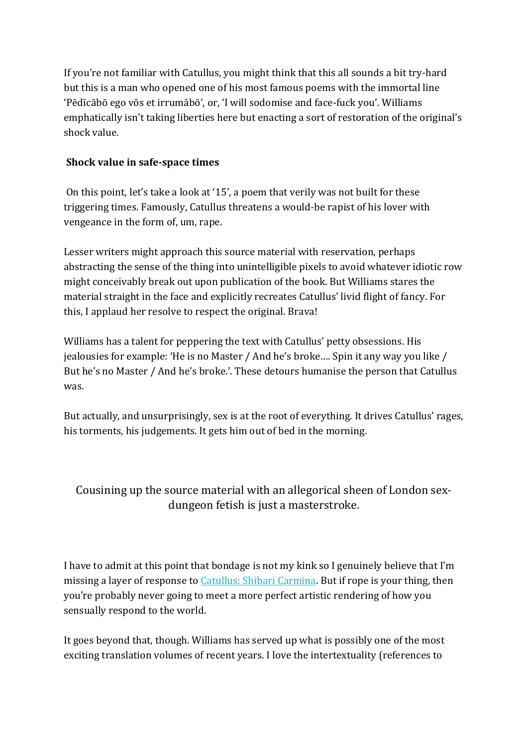If you're not familiar with Catullus, you might think that this all sounds a bit try-hard but this is a man who opened one of his most famous poems with the immortal line 'Pēdīcābō ego vōs et irrumābō', or, 'I will sodomise and face-fuck you'. Williams emphatically isn't taking liberties here but enacting a sort of restoration of the original's shock value.

**Shock value in safe-space times**

On this point, let's take a look at '15', a poem that verily was not built for these triggering times. Famously, Catullus threatens a would-be rapist of his lover with vengeance in the form of, um, rape.

Lesser writers might approach this source material with reservation, perhaps abstracting the sense of the thing into unintelligible pixels to avoid whatever idiotic row might conceivably break out upon publication of the book. But Williams stares the material straight in the face and explicitly recreates Catullus' livid flight of fancy. For this, I applaud her resolve to respect the original. Brava!

Williams has a talent for peppering the text with Catullus' petty obsessions. His jealousies for example: 'He is no Master / And he's broke…. Spin it any way you like / But he's no Master / And he's broke.'. These detours humanise the person that Catullus was.

But actually, and unsurprisingly, sex is at the root of everything. It drives Catullus' rages, his torments, his judgements. It gets him out of bed in the morning.

> Cousining up the source material with an allegorical sheen of London sex-dungeon fetish is just a masterstroke.

I have to admit at this point that bondage is not my kink so I genuinely believe that I'm missing a layer of response to [Catullus: Shibari Carmina](). But if rope is your thing, then you're probably never going to meet a more perfect artistic rendering of how you sensually respond to the world.

It goes beyond that, though. Williams has served up what is possibly one of the most exciting translation volumes of recent years. I love the intertextuality (references to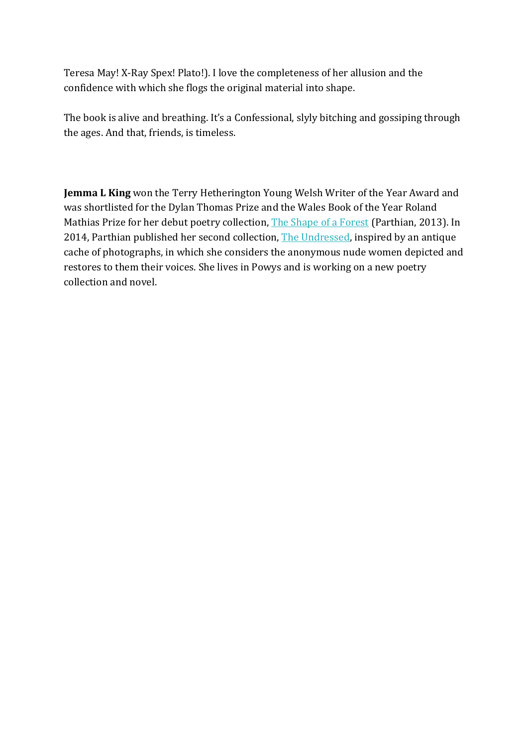Teresa May! X-Ray Spex! Plato!). I love the completeness of her allusion and the confidence with which she flogs the original material into shape.

The book is alive and breathing. It's a Confessional, slyly bitching and gossiping through the ages. And that, friends, is timeless.

**Jemma L King** won the Terry Hetherington Young Welsh Writer of the Year Award and was shortlisted for the Dylan Thomas Prize and the Wales Book of the Year Roland Mathias Prize for her debut poetry collection, The Shape of a Forest (Parthian, 2013). In 2014, Parthian published her second collection, The Undressed, inspired by an antique cache of photographs, in which she considers the anonymous nude women depicted and restores to them their voices. She lives in Powys and is working on a new poetry collection and novel.